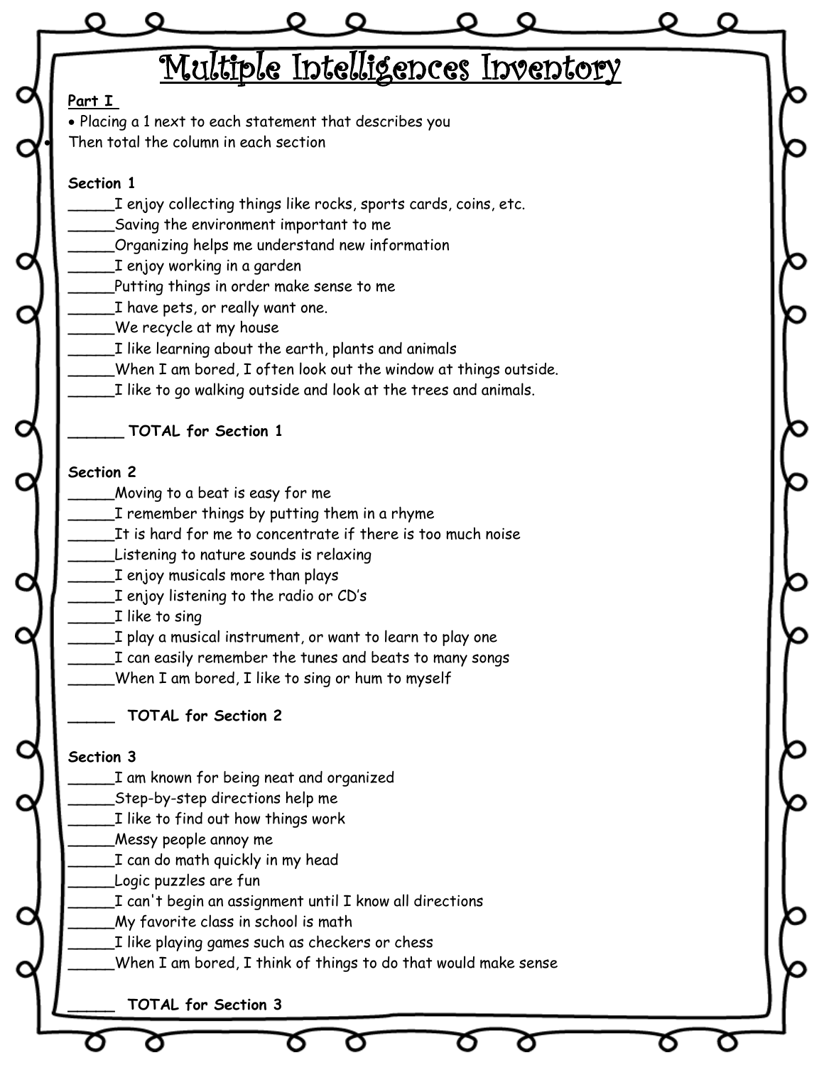# Multiple Intelligences Inventory

**Part I**

- Placing a 1 next to each statement that describes you
- Then total the column in each section

**Section 1**

_____I enjoy collecting things like rocks, sports cards, coins, etc.
_____Saving the environment important to me
_____Organizing helps me understand new information
_____I enjoy working in a garden
_____Putting things in order make sense to me
_____I have pets, or really want one.
_____We recycle at my house
_____I like learning about the earth, plants and animals
_____When I am bored, I often look out the window at things outside.
_____I like to go walking outside and look at the trees and animals.

**______ TOTAL for Section 1**

**Section 2**

_____Moving to a beat is easy for me
_____I remember things by putting them in a rhyme
_____It is hard for me to concentrate if there is too much noise
_____Listening to nature sounds is relaxing
_____I enjoy musicals more than plays
_____I enjoy listening to the radio or CD's
_____I like to sing
_____I play a musical instrument, or want to learn to play one
_____I can easily remember the tunes and beats to many songs
_____When I am bored, I like to sing or hum to myself

**_____ TOTAL for Section 2**

**Section 3**

_____I am known for being neat and organized
_____Step-by-step directions help me
_____I like to find out how things work
_____Messy people annoy me
_____I can do math quickly in my head
_____Logic puzzles are fun
_____I can't begin an assignment until I know all directions
_____My favorite class in school is math
_____I like playing games such as checkers or chess
_____When I am bored, I think of things to do that would make sense

**_____ TOTAL for Section 3**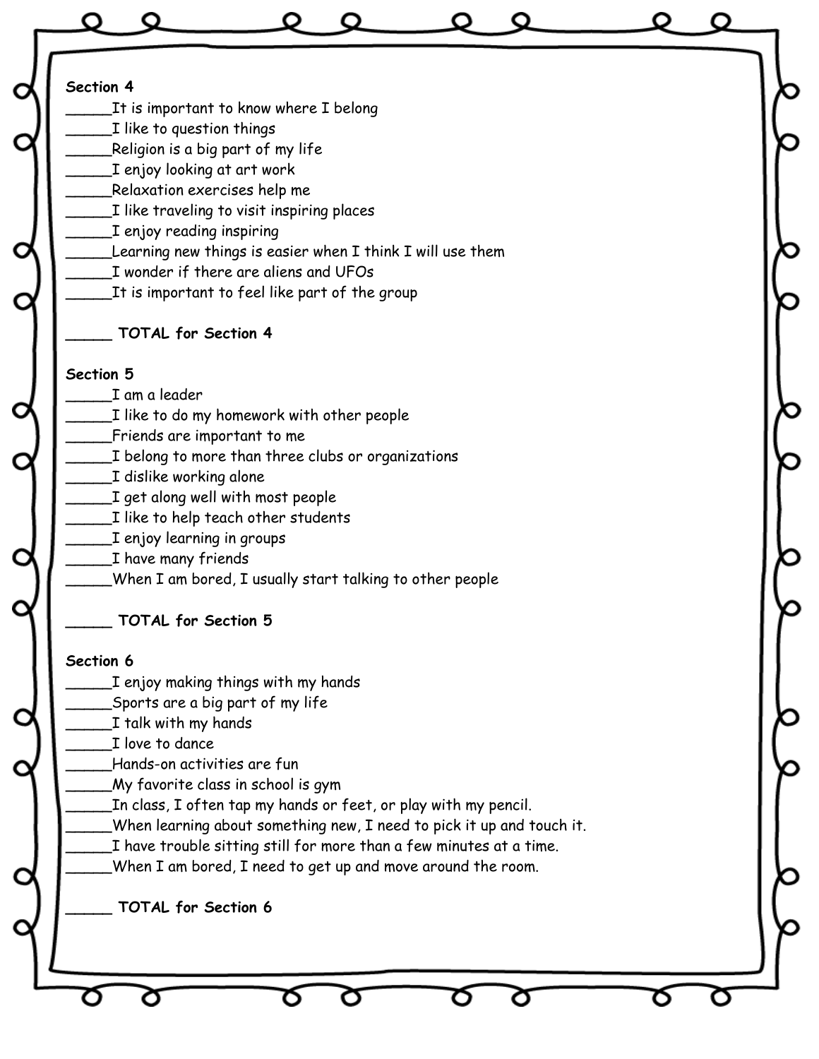**Section 4**

_____It is important to know where I belong
_____I like to question things
_____Religion is a big part of my life
_____I enjoy looking at art work
_____Relaxation exercises help me
_____I like traveling to visit inspiring places
_____I enjoy reading inspiring
_____Learning new things is easier when I think I will use them
_____I wonder if there are aliens and UFOs
_____It is important to feel like part of the group

**_____ TOTAL for Section 4**

**Section 5**

_____I am a leader
_____I like to do my homework with other people
_____Friends are important to me
_____I belong to more than three clubs or organizations
_____I dislike working alone
_____I get along well with most people
_____I like to help teach other students
_____I enjoy learning in groups
_____I have many friends
_____When I am bored, I usually start talking to other people

**_____ TOTAL for Section 5**

**Section 6**

_____I enjoy making things with my hands
_____Sports are a big part of my life
_____I talk with my hands
_____I love to dance
_____Hands-on activities are fun
_____My favorite class in school is gym
_____In class, I often tap my hands or feet, or play with my pencil.
_____When learning about something new, I need to pick it up and touch it.
_____I have trouble sitting still for more than a few minutes at a time.
_____When I am bored, I need to get up and move around the room.

**_____ TOTAL for Section 6**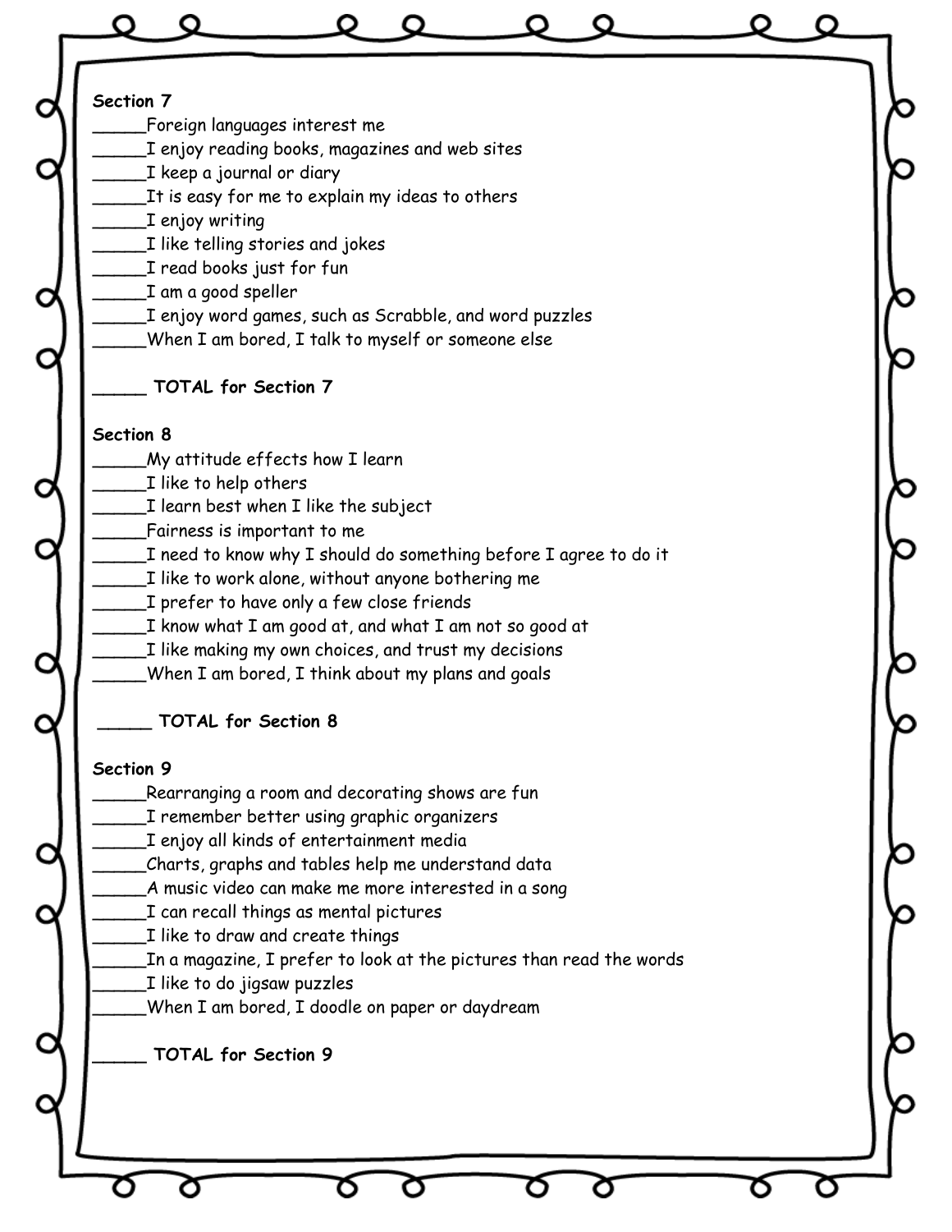**Section 7**

_____Foreign languages interest me
_____I enjoy reading books, magazines and web sites
_____I keep a journal or diary
_____It is easy for me to explain my ideas to others
_____I enjoy writing
_____I like telling stories and jokes
_____I read books just for fun
_____I am a good speller
_____I enjoy word games, such as Scrabble, and word puzzles
_____When I am bored, I talk to myself or someone else

**_____ TOTAL for Section 7**

**Section 8**

_____My attitude effects how I learn
_____I like to help others
_____I learn best when I like the subject
_____Fairness is important to me
_____I need to know why I should do something before I agree to do it
_____I like to work alone, without anyone bothering me
_____I prefer to have only a few close friends
_____I know what I am good at, and what I am not so good at
_____I like making my own choices, and trust my decisions
_____When I am bored, I think about my plans and goals

**_____ TOTAL for Section 8**

**Section 9**

_____Rearranging a room and decorating shows are fun
_____I remember better using graphic organizers
_____I enjoy all kinds of entertainment media
_____Charts, graphs and tables help me understand data
_____A music video can make me more interested in a song
_____I can recall things as mental pictures
_____I like to draw and create things
_____In a magazine, I prefer to look at the pictures than read the words
_____I like to do jigsaw puzzles
_____When I am bored, I doodle on paper or daydream

**_____ TOTAL for Section 9**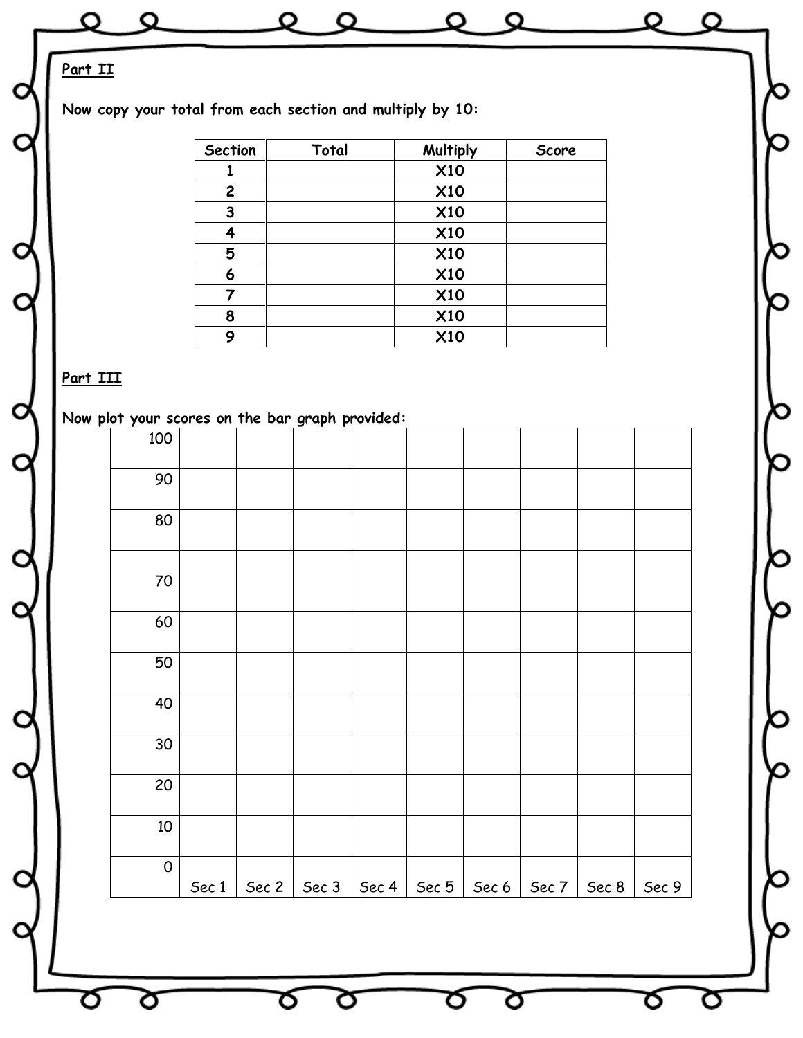**Part II**

**Now copy your total from each section and multiply by 10:**

| Section | Total | Multiply | Score |
|---|---|---|---|
| 1 | | X10 | |
| 2 | | X10 | |
| 3 | | X10 | |
| 4 | | X10 | |
| 5 | | X10 | |
| 6 | | X10 | |
| 7 | | X10 | |
| 8 | | X10 | |
| 9 | | X10 | |

**Part III**

**Now plot your scores on the bar graph provided:**

| | | | | | | | | | |
|---|---|---|---|---|---|---|---|---|---|
| 100 | | | | | | | | | |
| 90 | | | | | | | | | |
| 80 | | | | | | | | | |
| 70 | | | | | | | | | |
| 60 | | | | | | | | | |
| 50 | | | | | | | | | |
| 40 | | | | | | | | | |
| 30 | | | | | | | | | |
| 20 | | | | | | | | | |
| 10 | | | | | | | | | |
| 0 | Sec 1 | Sec 2 | Sec 3 | Sec 4 | Sec 5 | Sec 6 | Sec 7 | Sec 8 | Sec 9 |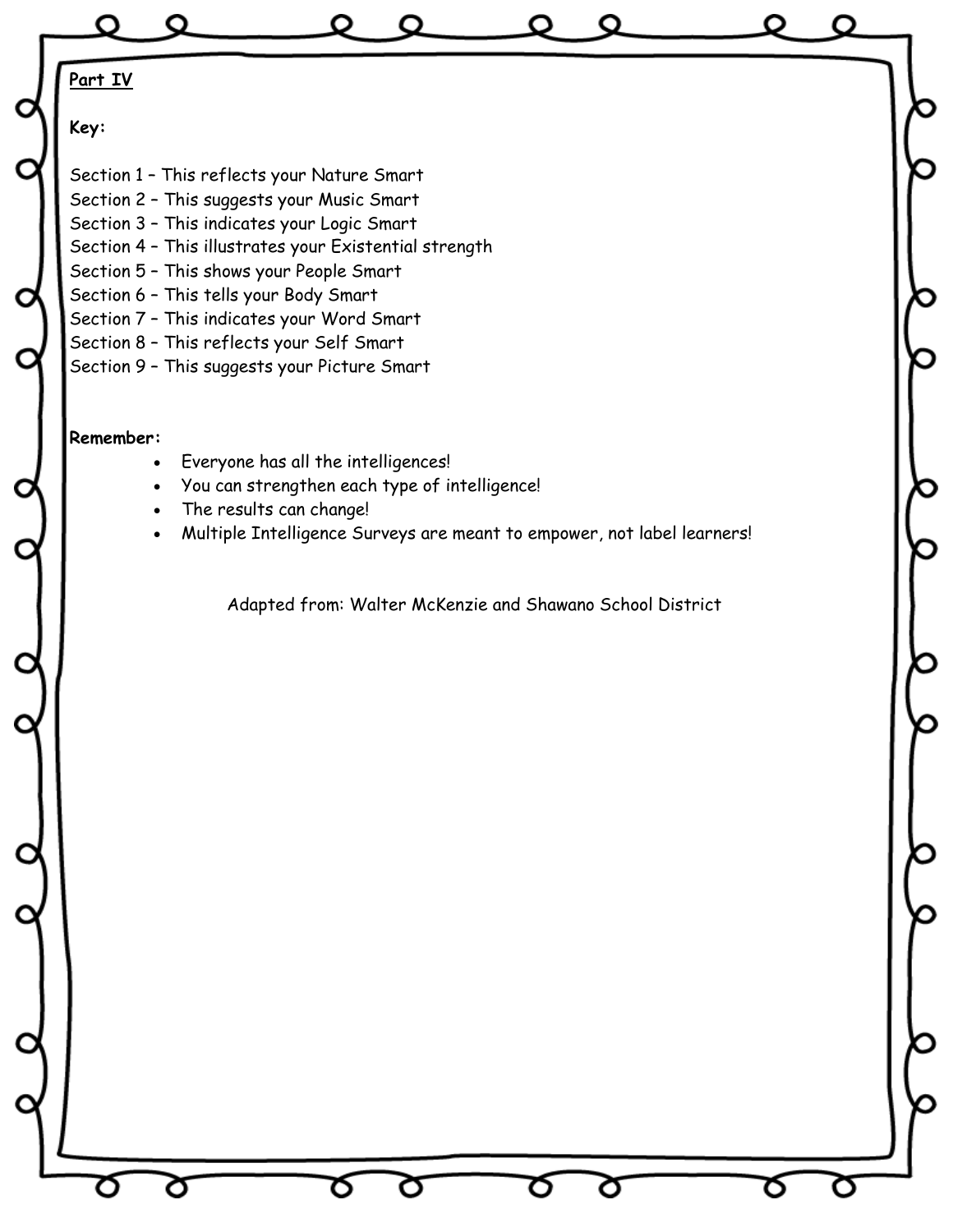**<u>Part IV</u>**

**Key:**

Section 1 – This reflects your Nature Smart
Section 2 – This suggests your Music Smart
Section 3 – This indicates your Logic Smart
Section 4 – This illustrates your Existential strength
Section 5 – This shows your People Smart
Section 6 – This tells your Body Smart
Section 7 – This indicates your Word Smart
Section 8 – This reflects your Self Smart
Section 9 – This suggests your Picture Smart

**Remember:**

- Everyone has all the intelligences!
- You can strengthen each type of intelligence!
- The results can change!
- Multiple Intelligence Surveys are meant to empower, not label learners!

Adapted from: Walter McKenzie and Shawano School District